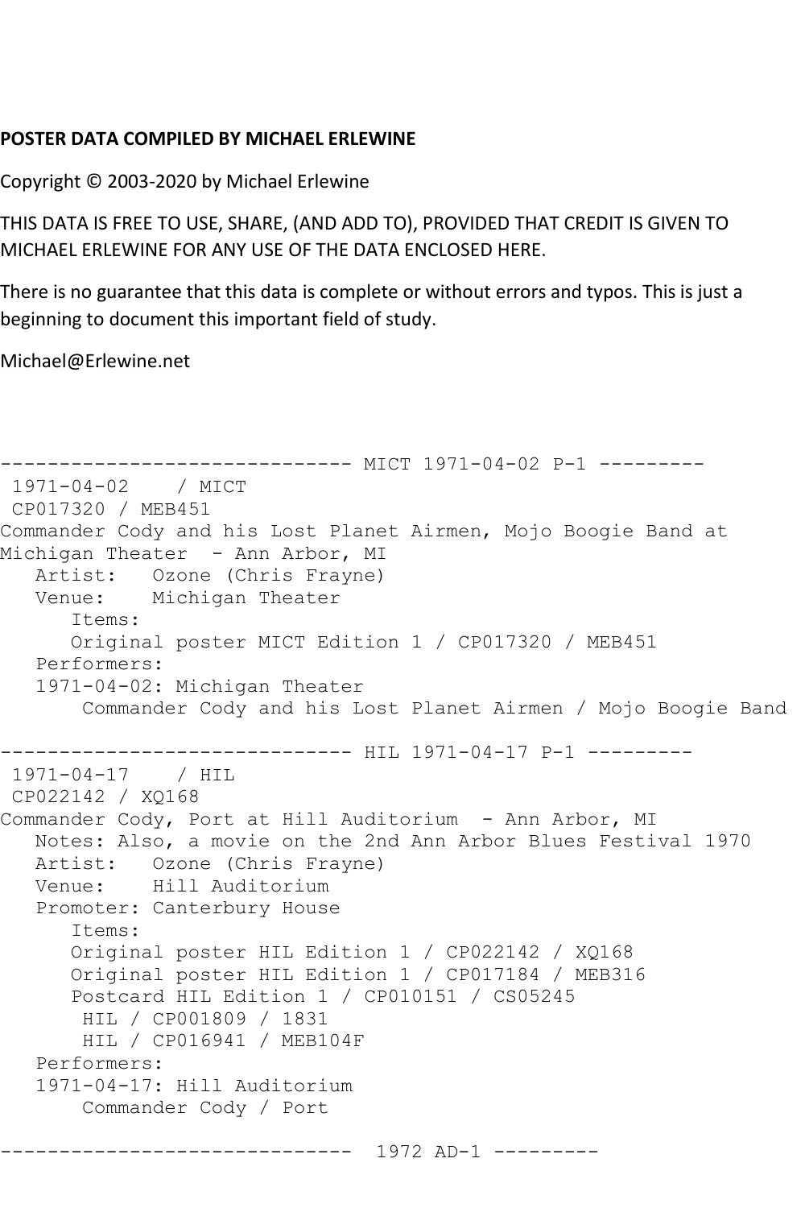**POSTER DATA COMPILED BY MICHAEL ERLEWINE**

Copyright © 2003-2020 by Michael Erlewine

THIS DATA IS FREE TO USE, SHARE, (AND ADD TO), PROVIDED THAT CREDIT IS GIVEN TO MICHAEL ERLEWINE FOR ANY USE OF THE DATA ENCLOSED HERE.

There is no guarantee that this data is complete or without errors and typos. This is just a beginning to document this important field of study.

Michael@Erlewine.net

```
------------------------------ MICT 1971-04-02 P-1 ---------
 1971-04-02    / MICT
 CP017320 / MEB451
Commander Cody and his Lost Planet Airmen, Mojo Boogie Band at
Michigan Theater  - Ann Arbor, MI
   Artist:   Ozone (Chris Frayne)
   Venue:    Michigan Theater
      Items:
      Original poster MICT Edition 1 / CP017320 / MEB451
   Performers:
   1971-04-02: Michigan Theater
       Commander Cody and his Lost Planet Airmen / Mojo Boogie Band

------------------------------ HIL 1971-04-17 P-1 ---------
 1971-04-17    / HIL
 CP022142 / XQ168
Commander Cody, Port at Hill Auditorium  - Ann Arbor, MI
   Notes: Also, a movie on the 2nd Ann Arbor Blues Festival 1970
   Artist:   Ozone (Chris Frayne)
   Venue:    Hill Auditorium
   Promoter: Canterbury House
      Items:
      Original poster HIL Edition 1 / CP022142 / XQ168
      Original poster HIL Edition 1 / CP017184 / MEB316
      Postcard HIL Edition 1 / CP010151 / CS05245
       HIL / CP001809 / 1831
       HIL / CP016941 / MEB104F
   Performers:
   1971-04-17: Hill Auditorium
       Commander Cody / Port

------------------------------  1972 AD-1 ---------
```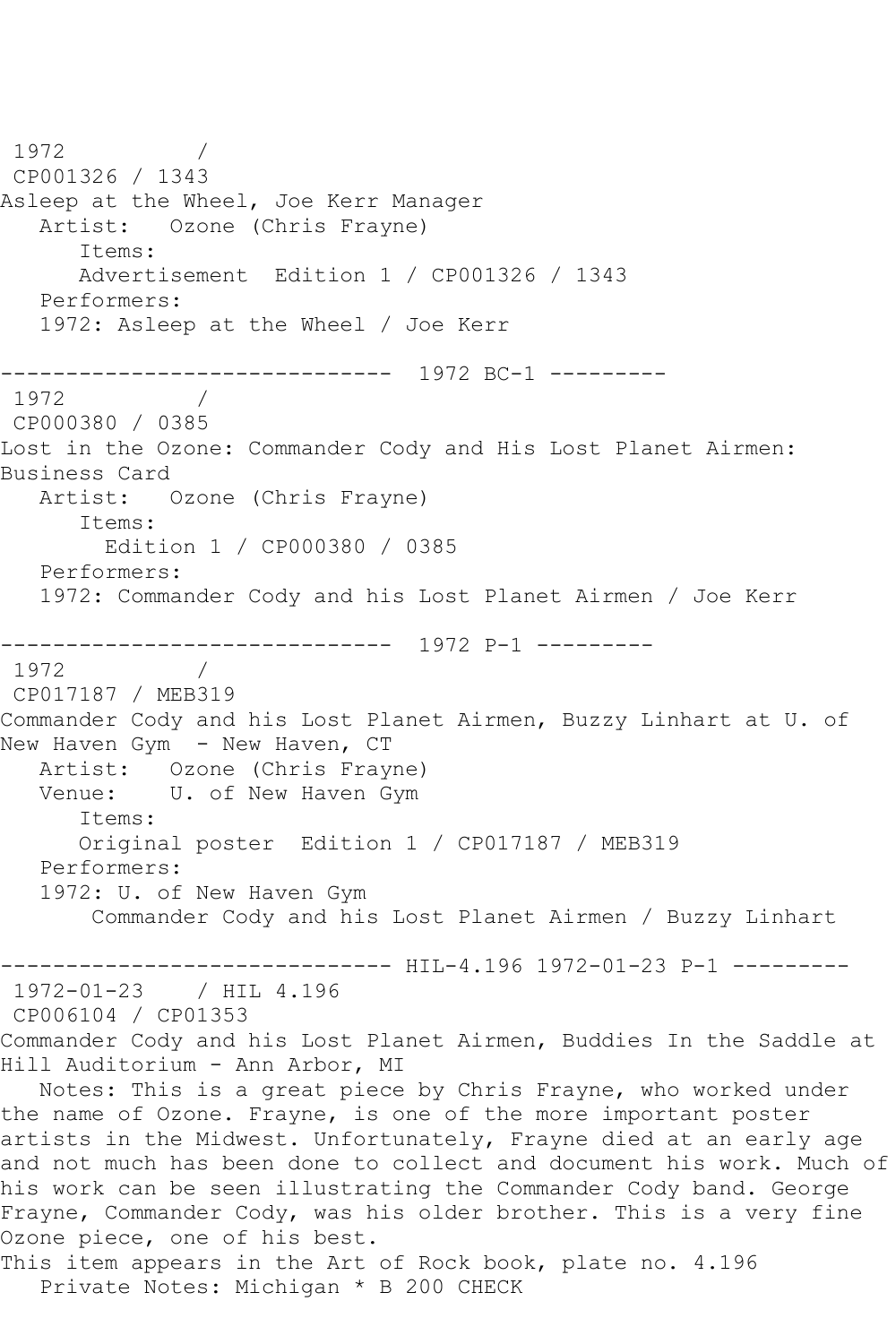1972 /
CP001326 / 1343
Asleep at the Wheel, Joe Kerr Manager
   Artist: Ozone (Chris Frayne)
      Items:
      Advertisement Edition 1 / CP001326 / 1343
   Performers:
   1972: Asleep at the Wheel / Joe Kerr

------------------------------ 1972 BC-1 ---------
1972 /
CP000380 / 0385
Lost in the Ozone: Commander Cody and His Lost Planet Airmen: Business Card
   Artist: Ozone (Chris Frayne)
      Items:
        Edition 1 / CP000380 / 0385
   Performers:
   1972: Commander Cody and his Lost Planet Airmen / Joe Kerr

------------------------------ 1972 P-1 ---------
1972 /
CP017187 / MEB319
Commander Cody and his Lost Planet Airmen, Buzzy Linhart at U. of New Haven Gym - New Haven, CT
   Artist: Ozone (Chris Frayne)
   Venue: U. of New Haven Gym
      Items:
      Original poster Edition 1 / CP017187 / MEB319
   Performers:
   1972: U. of New Haven Gym
       Commander Cody and his Lost Planet Airmen / Buzzy Linhart

------------------------------ HIL-4.196 1972-01-23 P-1 ---------
1972-01-23 / HIL 4.196
CP006104 / CP01353
Commander Cody and his Lost Planet Airmen, Buddies In the Saddle at Hill Auditorium - Ann Arbor, MI
   Notes: This is a great piece by Chris Frayne, who worked under the name of Ozone. Frayne, is one of the more important poster artists in the Midwest. Unfortunately, Frayne died at an early age and not much has been done to collect and document his work. Much of his work can be seen illustrating the Commander Cody band. George Frayne, Commander Cody, was his older brother. This is a very fine Ozone piece, one of his best.
This item appears in the Art of Rock book, plate no. 4.196
   Private Notes: Michigan * B 200 CHECK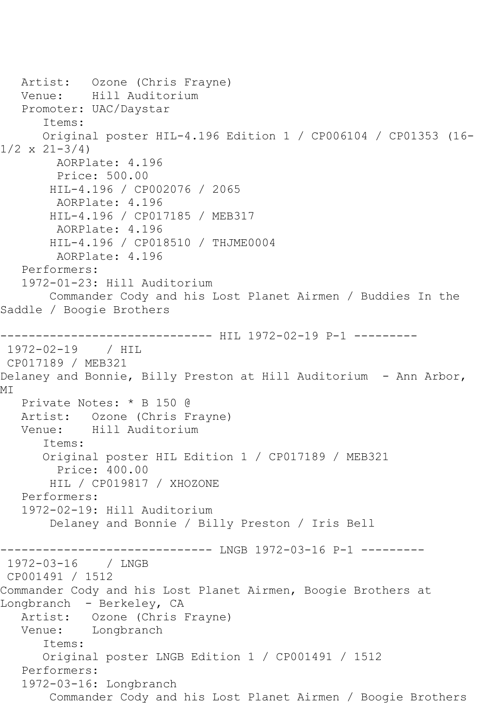Artist: Ozone (Chris Frayne)
Venue: Hill Auditorium
Promoter: UAC/Daystar
Items:
Original poster HIL-4.196 Edition 1 / CP006104 / CP01353 (16-1/2 x 21-3/4)
AORPlate: 4.196
Price: 500.00
HIL-4.196 / CP002076 / 2065
AORPlate: 4.196
HIL-4.196 / CP017185 / MEB317
AORPlate: 4.196
HIL-4.196 / CP018510 / THJME0004
AORPlate: 4.196
Performers:
1972-01-23: Hill Auditorium
Commander Cody and his Lost Planet Airmen / Buddies In the Saddle / Boogie Brothers

------------------------------ HIL 1972-02-19 P-1 ---------

1972-02-19 / HIL
CP017189 / MEB321
Delaney and Bonnie, Billy Preston at Hill Auditorium - Ann Arbor, MI
Private Notes: * B 150 @
Artist: Ozone (Chris Frayne)
Venue: Hill Auditorium
Items:
Original poster HIL Edition 1 / CP017189 / MEB321
Price: 400.00
HIL / CP019817 / XHOZONE
Performers:
1972-02-19: Hill Auditorium
Delaney and Bonnie / Billy Preston / Iris Bell

------------------------------ LNGB 1972-03-16 P-1 ---------

1972-03-16 / LNGB
CP001491 / 1512
Commander Cody and his Lost Planet Airmen, Boogie Brothers at Longbranch - Berkeley, CA
Artist: Ozone (Chris Frayne)
Venue: Longbranch
Items:
Original poster LNGB Edition 1 / CP001491 / 1512
Performers:
1972-03-16: Longbranch
Commander Cody and his Lost Planet Airmen / Boogie Brothers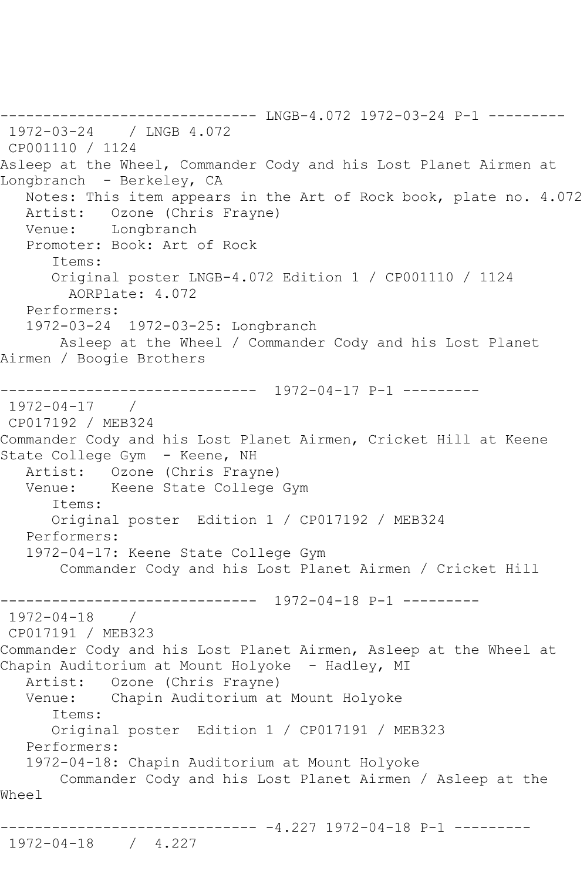------------------------------ LNGB-4.072 1972-03-24 P-1 ---------
 1972-03-24    / LNGB 4.072
 CP001110 / 1124
Asleep at the Wheel, Commander Cody and his Lost Planet Airmen at Longbranch  - Berkeley, CA
   Notes: This item appears in the Art of Rock book, plate no. 4.072
   Artist:   Ozone (Chris Frayne)
   Venue:    Longbranch
   Promoter: Book: Art of Rock
      Items:
      Original poster LNGB-4.072 Edition 1 / CP001110 / 1124
        AORPlate: 4.072
   Performers:
   1972-03-24  1972-03-25: Longbranch
       Asleep at the Wheel / Commander Cody and his Lost Planet Airmen / Boogie Brothers

------------------------------  1972-04-17 P-1 ---------
 1972-04-17    /
 CP017192 / MEB324
Commander Cody and his Lost Planet Airmen, Cricket Hill at Keene State College Gym  - Keene, NH
   Artist:   Ozone (Chris Frayne)
   Venue:    Keene State College Gym
      Items:
      Original poster  Edition 1 / CP017192 / MEB324
   Performers:
   1972-04-17: Keene State College Gym
       Commander Cody and his Lost Planet Airmen / Cricket Hill

------------------------------  1972-04-18 P-1 ---------
 1972-04-18    /
 CP017191 / MEB323
Commander Cody and his Lost Planet Airmen, Asleep at the Wheel at Chapin Auditorium at Mount Holyoke  - Hadley, MI
   Artist:   Ozone (Chris Frayne)
   Venue:    Chapin Auditorium at Mount Holyoke
      Items:
      Original poster  Edition 1 / CP017191 / MEB323
   Performers:
   1972-04-18: Chapin Auditorium at Mount Holyoke
       Commander Cody and his Lost Planet Airmen / Asleep at the Wheel

------------------------------ -4.227 1972-04-18 P-1 ---------
 1972-04-18    /  4.227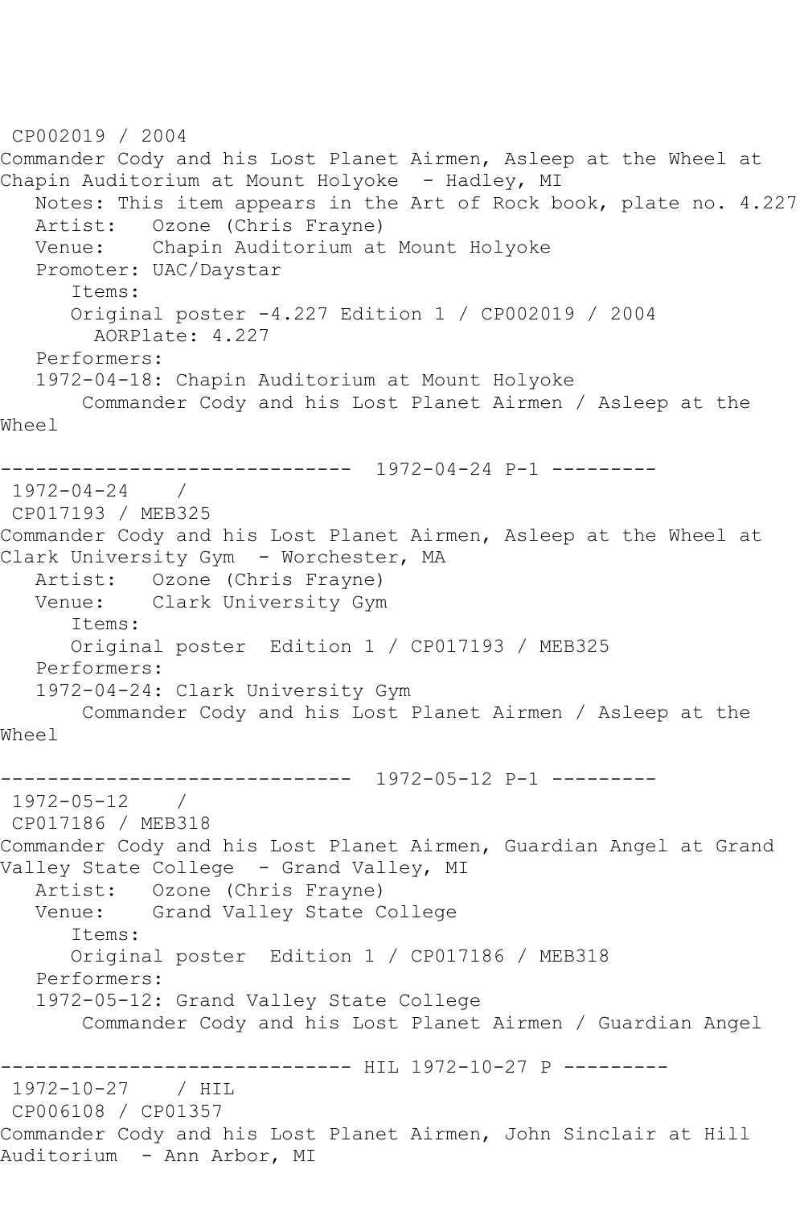CP002019 / 2004
Commander Cody and his Lost Planet Airmen, Asleep at the Wheel at Chapin Auditorium at Mount Holyoke - Hadley, MI
   Notes: This item appears in the Art of Rock book, plate no. 4.227
   Artist: Ozone (Chris Frayne)
   Venue: Chapin Auditorium at Mount Holyoke
   Promoter: UAC/Daystar
      Items:
      Original poster -4.227 Edition 1 / CP002019 / 2004
        AORPlate: 4.227
   Performers:
   1972-04-18: Chapin Auditorium at Mount Holyoke
       Commander Cody and his Lost Planet Airmen / Asleep at the Wheel

------------------------------ 1972-04-24 P-1 ---------
1972-04-24 /
CP017193 / MEB325
Commander Cody and his Lost Planet Airmen, Asleep at the Wheel at Clark University Gym - Worchester, MA
   Artist: Ozone (Chris Frayne)
   Venue: Clark University Gym
      Items:
      Original poster Edition 1 / CP017193 / MEB325
   Performers:
   1972-04-24: Clark University Gym
       Commander Cody and his Lost Planet Airmen / Asleep at the Wheel

------------------------------ 1972-05-12 P-1 ---------
1972-05-12 /
CP017186 / MEB318
Commander Cody and his Lost Planet Airmen, Guardian Angel at Grand Valley State College - Grand Valley, MI
   Artist: Ozone (Chris Frayne)
   Venue: Grand Valley State College
      Items:
      Original poster Edition 1 / CP017186 / MEB318
   Performers:
   1972-05-12: Grand Valley State College
       Commander Cody and his Lost Planet Airmen / Guardian Angel

------------------------------ HIL 1972-10-27 P ---------
1972-10-27 / HIL
CP006108 / CP01357
Commander Cody and his Lost Planet Airmen, John Sinclair at Hill Auditorium - Ann Arbor, MI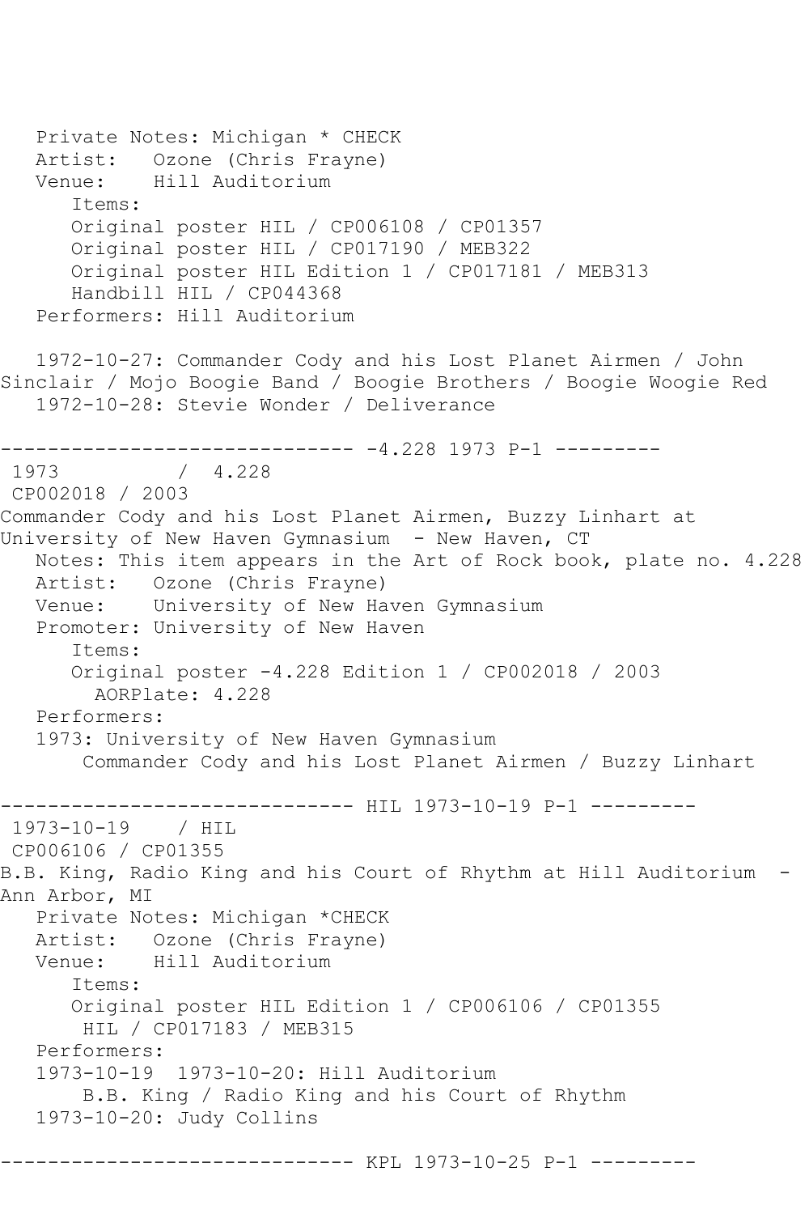Private Notes: Michigan * CHECK
Artist: Ozone (Chris Frayne)
Venue: Hill Auditorium
Items:
Original poster HIL / CP006108 / CP01357
Original poster HIL / CP017190 / MEB322
Original poster HIL Edition 1 / CP017181 / MEB313
Handbill HIL / CP044368
Performers: Hill Auditorium

1972-10-27: Commander Cody and his Lost Planet Airmen / John Sinclair / Mojo Boogie Band / Boogie Brothers / Boogie Woogie Red
1972-10-28: Stevie Wonder / Deliverance

------------------------------ -4.228 1973 P-1 ---------

1973 / 4.228
CP002018 / 2003
Commander Cody and his Lost Planet Airmen, Buzzy Linhart at University of New Haven Gymnasium - New Haven, CT
Notes: This item appears in the Art of Rock book, plate no. 4.228
Artist: Ozone (Chris Frayne)
Venue: University of New Haven Gymnasium
Promoter: University of New Haven
Items:
Original poster -4.228 Edition 1 / CP002018 / 2003
AORPlate: 4.228
Performers:
1973: University of New Haven Gymnasium
Commander Cody and his Lost Planet Airmen / Buzzy Linhart

------------------------------ HIL 1973-10-19 P-1 ---------

1973-10-19 / HIL
CP006106 / CP01355
B.B. King, Radio King and his Court of Rhythm at Hill Auditorium - Ann Arbor, MI
Private Notes: Michigan *CHECK
Artist: Ozone (Chris Frayne)
Venue: Hill Auditorium
Items:
Original poster HIL Edition 1 / CP006106 / CP01355
HIL / CP017183 / MEB315
Performers:
1973-10-19 1973-10-20: Hill Auditorium
B.B. King / Radio King and his Court of Rhythm
1973-10-20: Judy Collins

------------------------------ KPL 1973-10-25 P-1 ---------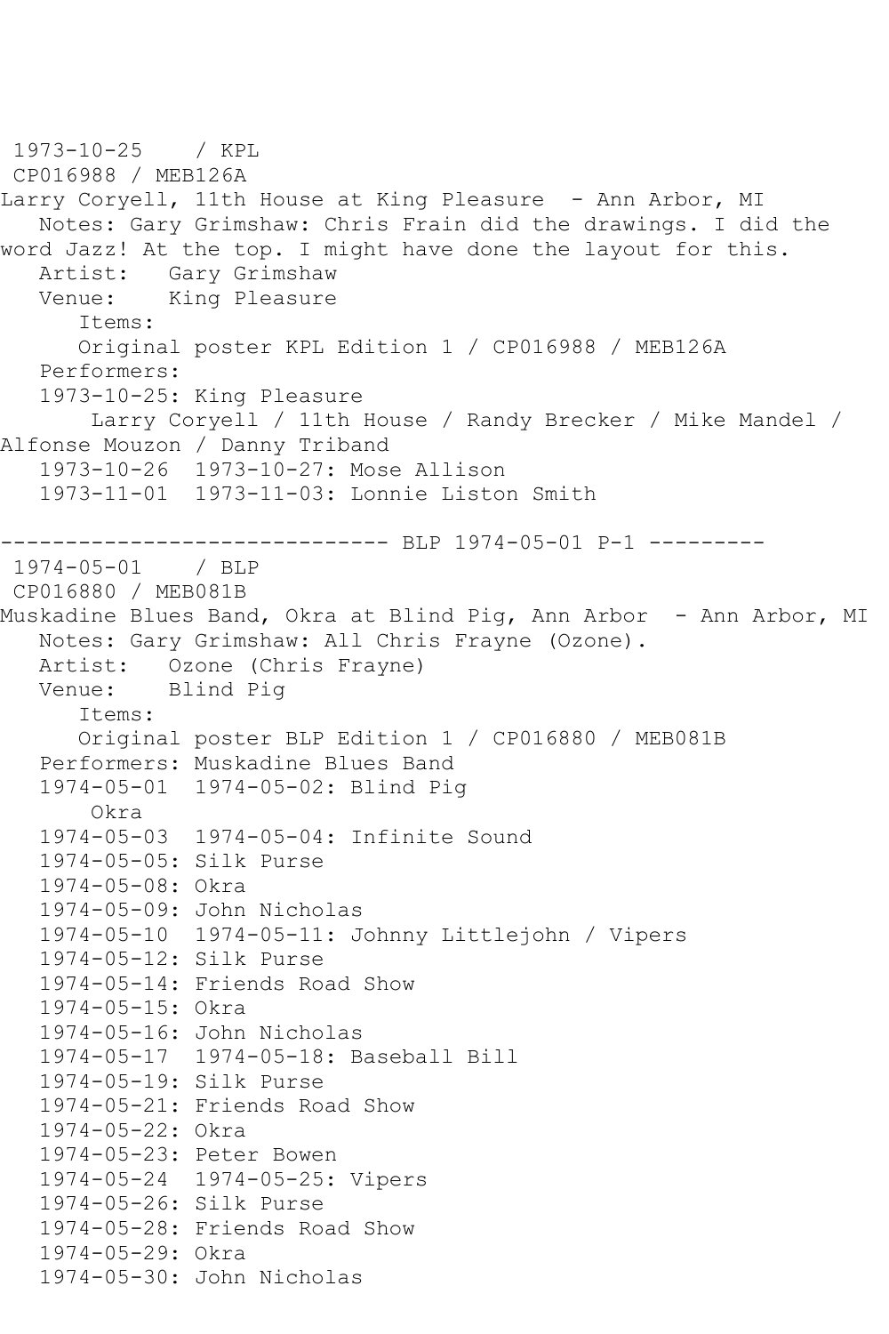1973-10-25 / KPL
CP016988 / MEB126A
Larry Coryell, 11th House at King Pleasure - Ann Arbor, MI
Notes: Gary Grimshaw: Chris Frain did the drawings. I did the word Jazz! At the top. I might have done the layout for this.
Artist: Gary Grimshaw
Venue: King Pleasure
Items:
Original poster KPL Edition 1 / CP016988 / MEB126A
Performers:
1973-10-25: King Pleasure
Larry Coryell / 11th House / Randy Brecker / Mike Mandel / Alfonse Mouzon / Danny Triband
1973-10-26 1973-10-27: Mose Allison
1973-11-01 1973-11-03: Lonnie Liston Smith

------------------------------ BLP 1974-05-01 P-1 ---------

1974-05-01 / BLP
CP016880 / MEB081B
Muskadine Blues Band, Okra at Blind Pig, Ann Arbor - Ann Arbor, MI
Notes: Gary Grimshaw: All Chris Frayne (Ozone).
Artist: Ozone (Chris Frayne)
Venue: Blind Pig
Items:
Original poster BLP Edition 1 / CP016880 / MEB081B
Performers: Muskadine Blues Band
1974-05-01 1974-05-02: Blind Pig
Okra
1974-05-03 1974-05-04: Infinite Sound
1974-05-05: Silk Purse
1974-05-08: Okra
1974-05-09: John Nicholas
1974-05-10 1974-05-11: Johnny Littlejohn / Vipers
1974-05-12: Silk Purse
1974-05-14: Friends Road Show
1974-05-15: Okra
1974-05-16: John Nicholas
1974-05-17 1974-05-18: Baseball Bill
1974-05-19: Silk Purse
1974-05-21: Friends Road Show
1974-05-22: Okra
1974-05-23: Peter Bowen
1974-05-24 1974-05-25: Vipers
1974-05-26: Silk Purse
1974-05-28: Friends Road Show
1974-05-29: Okra
1974-05-30: John Nicholas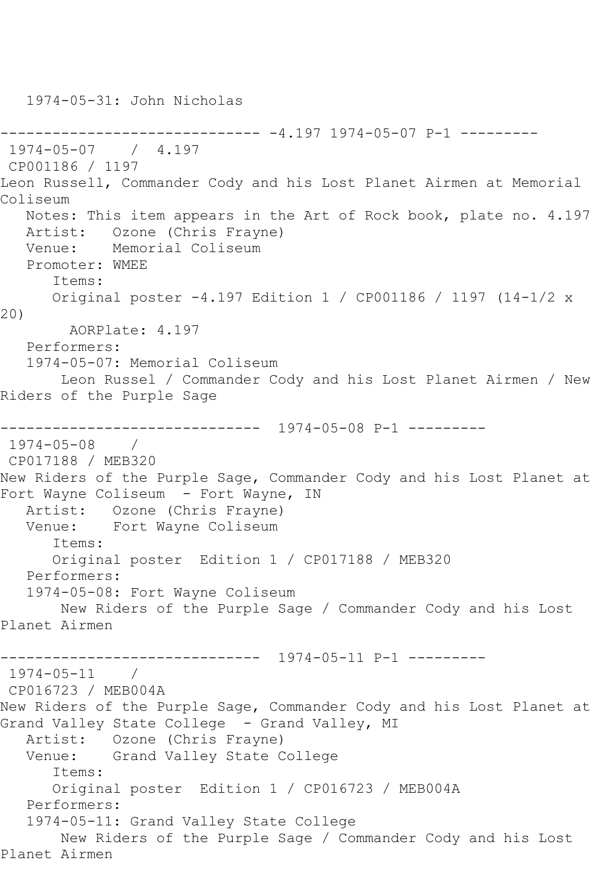1974-05-31: John Nicholas

------------------------------ -4.197 1974-05-07 P-1 ---------

1974-05-07 / 4.197

CP001186 / 1197

Leon Russell, Commander Cody and his Lost Planet Airmen at Memorial Coliseum

Notes: This item appears in the Art of Rock book, plate no. 4.197

Artist: Ozone (Chris Frayne)

Venue: Memorial Coliseum

Promoter: WMEE

Items:

Original poster -4.197 Edition 1 / CP001186 / 1197 (14-1/2 x 20)

AORPlate: 4.197

Performers:

1974-05-07: Memorial Coliseum

Leon Russel / Commander Cody and his Lost Planet Airmen / New Riders of the Purple Sage

------------------------------ 1974-05-08 P-1 ---------

1974-05-08 /

CP017188 / MEB320

New Riders of the Purple Sage, Commander Cody and his Lost Planet at Fort Wayne Coliseum - Fort Wayne, IN

Artist: Ozone (Chris Frayne)

Venue: Fort Wayne Coliseum

Items:

Original poster Edition 1 / CP017188 / MEB320

Performers:

1974-05-08: Fort Wayne Coliseum

New Riders of the Purple Sage / Commander Cody and his Lost Planet Airmen

------------------------------ 1974-05-11 P-1 ---------

1974-05-11 /

CP016723 / MEB004A

New Riders of the Purple Sage, Commander Cody and his Lost Planet at Grand Valley State College - Grand Valley, MI

Artist: Ozone (Chris Frayne)

Venue: Grand Valley State College

Items:

Original poster Edition 1 / CP016723 / MEB004A

Performers:

1974-05-11: Grand Valley State College

New Riders of the Purple Sage / Commander Cody and his Lost Planet Airmen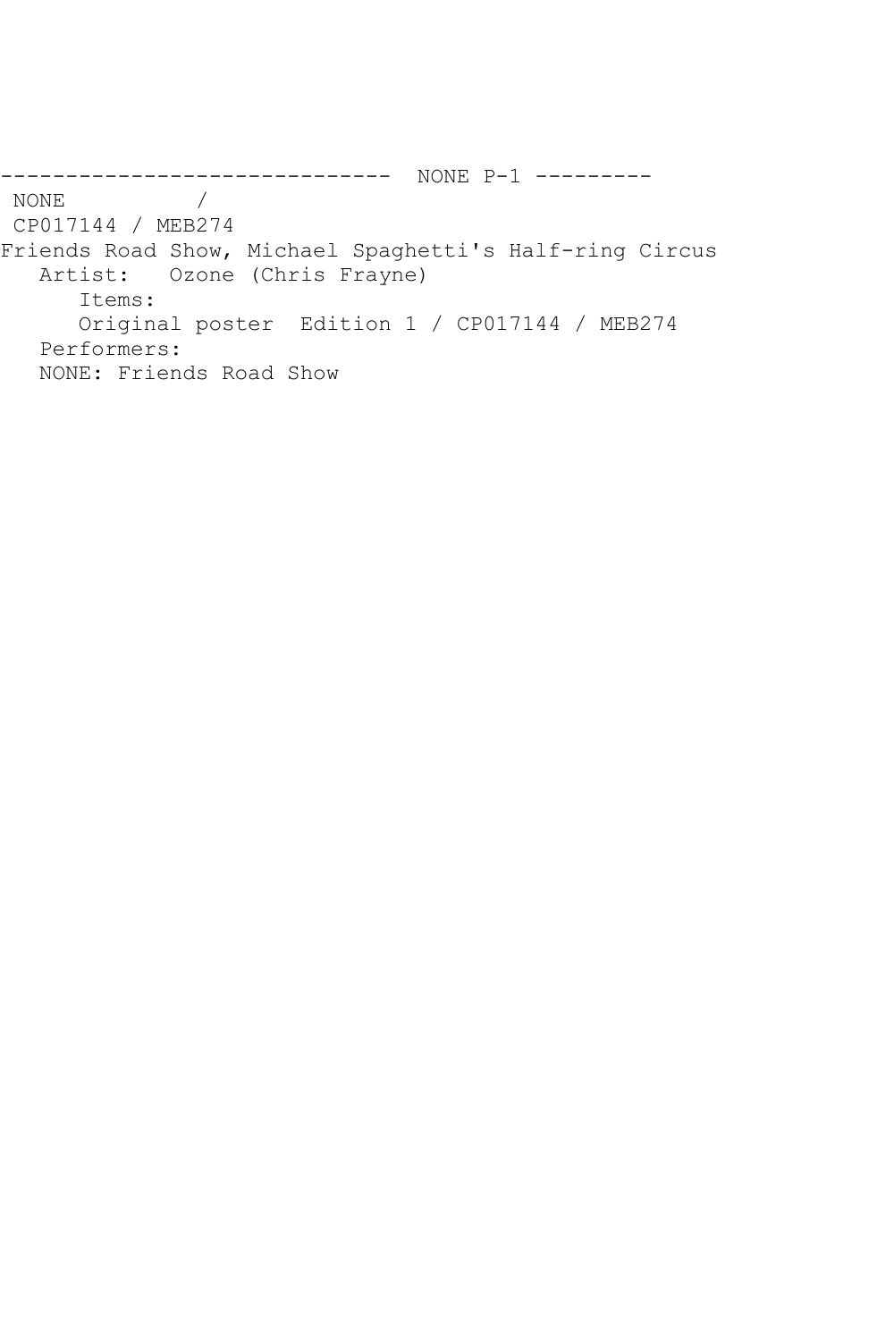------------------------------  NONE P-1 ---------

NONE          /

CP017144 / MEB274

Friends Road Show, Michael Spaghetti's Half-ring Circus

Artist:   Ozone (Chris Frayne)

Items:

Original poster  Edition 1 / CP017144 / MEB274

Performers:

NONE: Friends Road Show